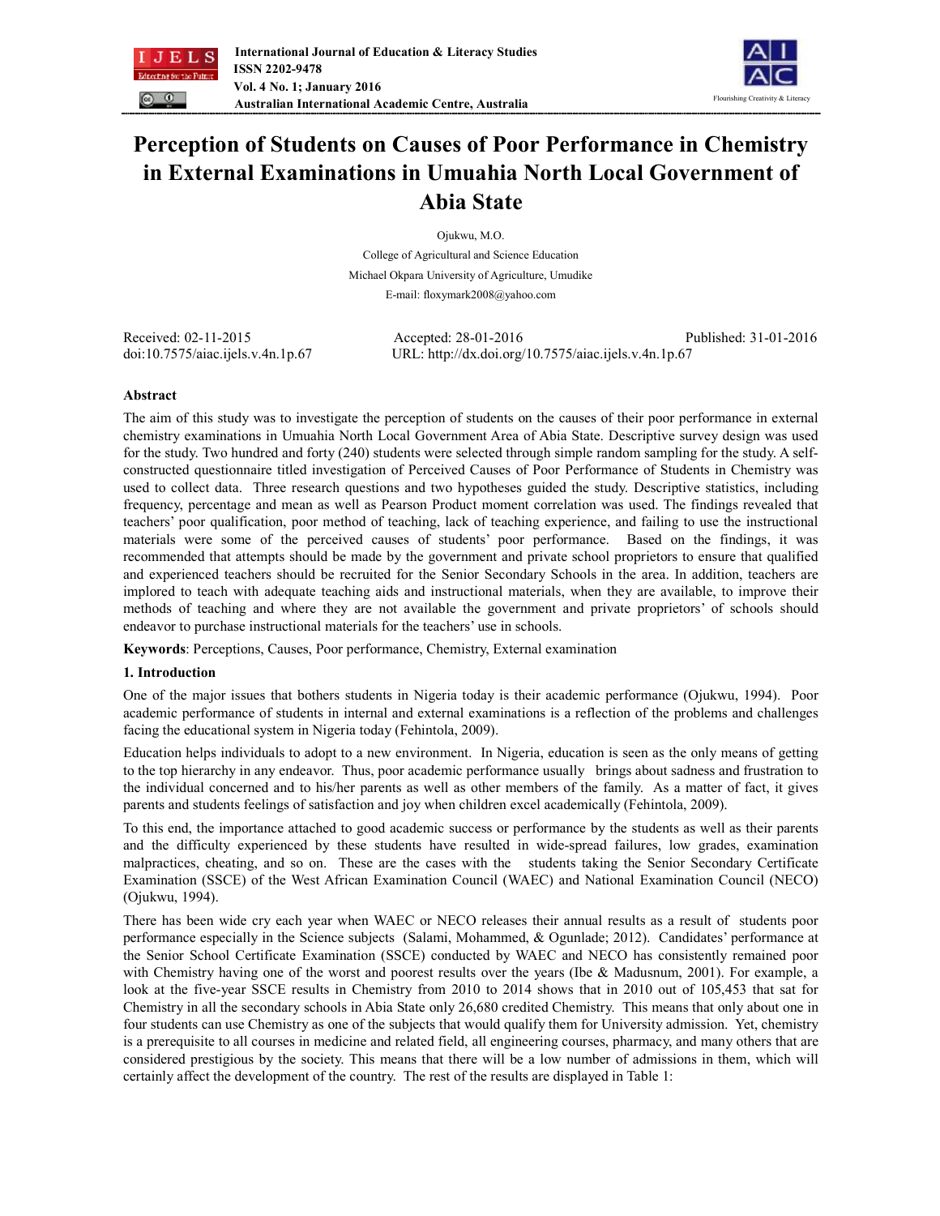# Perception of Students on Causes of Poor Performance in Chemistry in External Examinations in Umuahia North Local Government of Abia State

Ojukwu, M.O.

College of Agricultural and Science Education

Michael Okpara University of Agriculture, Umudike

E-mail: floxymark2008@yahoo.com

Received: 02-11-2015 Accepted: 28-01-2016 Published: 31-01-2016

doi:10.7575/aiac.ijels.v.4n.1p.67 URL: http://dx.doi.org/10.7575/aiac.ijels.v.4n.1p.67

## Abstract

The aim of this study was to investigate the perception of students on the causes of their poor performance in external chemistry examinations in Umuahia North Local Government Area of Abia State. Descriptive survey design was used for the study. Two hundred and forty (240) students were selected through simple random sampling for the study. A self-constructed questionnaire titled investigation of Perceived Causes of Poor Performance of Students in Chemistry was used to collect data. Three research questions and two hypotheses guided the study. Descriptive statistics, including frequency, percentage and mean as well as Pearson Product moment correlation was used. The findings revealed that teachers' poor qualification, poor method of teaching, lack of teaching experience, and failing to use the instructional materials were some of the perceived causes of students' poor performance. Based on the findings, it was recommended that attempts should be made by the government and private school proprietors to ensure that qualified and experienced teachers should be recruited for the Senior Secondary Schools in the area. In addition, teachers are implored to teach with adequate teaching aids and instructional materials, when they are available, to improve their methods of teaching and where they are not available the government and private proprietors' of schools should endeavor to purchase instructional materials for the teachers' use in schools.

**Keywords**: Perceptions, Causes, Poor performance, Chemistry, External examination

## 1. Introduction

One of the major issues that bothers students in Nigeria today is their academic performance (Ojukwu, 1994). Poor academic performance of students in internal and external examinations is a reflection of the problems and challenges facing the educational system in Nigeria today (Fehintola, 2009).

Education helps individuals to adopt to a new environment. In Nigeria, education is seen as the only means of getting to the top hierarchy in any endeavor. Thus, poor academic performance usually brings about sadness and frustration to the individual concerned and to his/her parents as well as other members of the family. As a matter of fact, it gives parents and students feelings of satisfaction and joy when children excel academically (Fehintola, 2009).

To this end, the importance attached to good academic success or performance by the students as well as their parents and the difficulty experienced by these students have resulted in wide-spread failures, low grades, examination malpractices, cheating, and so on. These are the cases with the students taking the Senior Secondary Certificate Examination (SSCE) of the West African Examination Council (WAEC) and National Examination Council (NECO) (Ojukwu, 1994).

There has been wide cry each year when WAEC or NECO releases their annual results as a result of students poor performance especially in the Science subjects (Salami, Mohammed, & Ogunlade; 2012). Candidates' performance at the Senior School Certificate Examination (SSCE) conducted by WAEC and NECO has consistently remained poor with Chemistry having one of the worst and poorest results over the years (Ibe & Madusnum, 2001). For example, a look at the five-year SSCE results in Chemistry from 2010 to 2014 shows that in 2010 out of 105,453 that sat for Chemistry in all the secondary schools in Abia State only 26,680 credited Chemistry. This means that only about one in four students can use Chemistry as one of the subjects that would qualify them for University admission. Yet, chemistry is a prerequisite to all courses in medicine and related field, all engineering courses, pharmacy, and many others that are considered prestigious by the society. This means that there will be a low number of admissions in them, which will certainly affect the development of the country. The rest of the results are displayed in Table 1: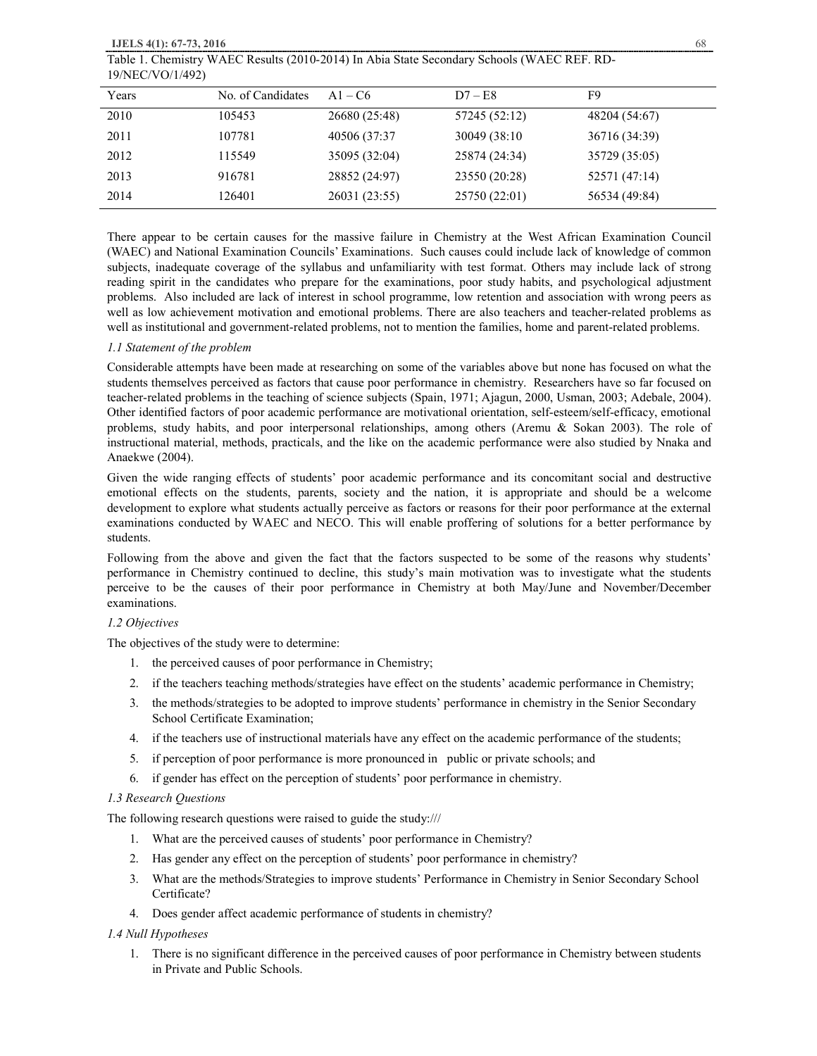Table 1. Chemistry WAEC Results (2010-2014) In Abia State Secondary Schools (WAEC REF. RD-19/NEC/VO/1/492)

| Years | No. of Candidates | A1 – C6 | D7 – E8 | F9 |
|---|---|---|---|---|
| 2010 | 105453 | 26680 (25:48) | 57245 (52:12) | 48204 (54:67) |
| 2011 | 107781 | 40506 (37:37 | 30049 (38:10 | 36716 (34:39) |
| 2012 | 115549 | 35095 (32:04) | 25874 (24:34) | 35729 (35:05) |
| 2013 | 916781 | 28852 (24:97) | 23550 (20:28) | 52571 (47:14) |
| 2014 | 126401 | 26031 (23:55) | 25750 (22:01) | 56534 (49:84) |

There appear to be certain causes for the massive failure in Chemistry at the West African Examination Council (WAEC) and National Examination Councils' Examinations. Such causes could include lack of knowledge of common subjects, inadequate coverage of the syllabus and unfamiliarity with test format. Others may include lack of strong reading spirit in the candidates who prepare for the examinations, poor study habits, and psychological adjustment problems. Also included are lack of interest in school programme, low retention and association with wrong peers as well as low achievement motivation and emotional problems. There are also teachers and teacher-related problems as well as institutional and government-related problems, not to mention the families, home and parent-related problems.

### *1.1 Statement of the problem*

Considerable attempts have been made at researching on some of the variables above but none has focused on what the students themselves perceived as factors that cause poor performance in chemistry. Researchers have so far focused on teacher-related problems in the teaching of science subjects (Spain, 1971; Ajagun, 2000, Usman, 2003; Adebale, 2004). Other identified factors of poor academic performance are motivational orientation, self-esteem/self-efficacy, emotional problems, study habits, and poor interpersonal relationships, among others (Aremu & Sokan 2003). The role of instructional material, methods, practicals, and the like on the academic performance were also studied by Nnaka and Anaekwe (2004).

Given the wide ranging effects of students' poor academic performance and its concomitant social and destructive emotional effects on the students, parents, society and the nation, it is appropriate and should be a welcome development to explore what students actually perceive as factors or reasons for their poor performance at the external examinations conducted by WAEC and NECO. This will enable proffering of solutions for a better performance by students.

Following from the above and given the fact that the factors suspected to be some of the reasons why students' performance in Chemistry continued to decline, this study's main motivation was to investigate what the students perceive to be the causes of their poor performance in Chemistry at both May/June and November/December examinations.

### *1.2 Objectives*

The objectives of the study were to determine:

1. the perceived causes of poor performance in Chemistry;
2. if the teachers teaching methods/strategies have effect on the students' academic performance in Chemistry;
3. the methods/strategies to be adopted to improve students' performance in chemistry in the Senior Secondary School Certificate Examination;
4. if the teachers use of instructional materials have any effect on the academic performance of the students;
5. if perception of poor performance is more pronounced in public or private schools; and
6. if gender has effect on the perception of students' poor performance in chemistry.

### *1.3 Research Questions*

The following research questions were raised to guide the study:///

1. What are the perceived causes of students' poor performance in Chemistry?
2. Has gender any effect on the perception of students' poor performance in chemistry?
3. What are the methods/Strategies to improve students' Performance in Chemistry in Senior Secondary School Certificate?
4. Does gender affect academic performance of students in chemistry?

### *1.4 Null Hypotheses*

1. There is no significant difference in the perceived causes of poor performance in Chemistry between students in Private and Public Schools.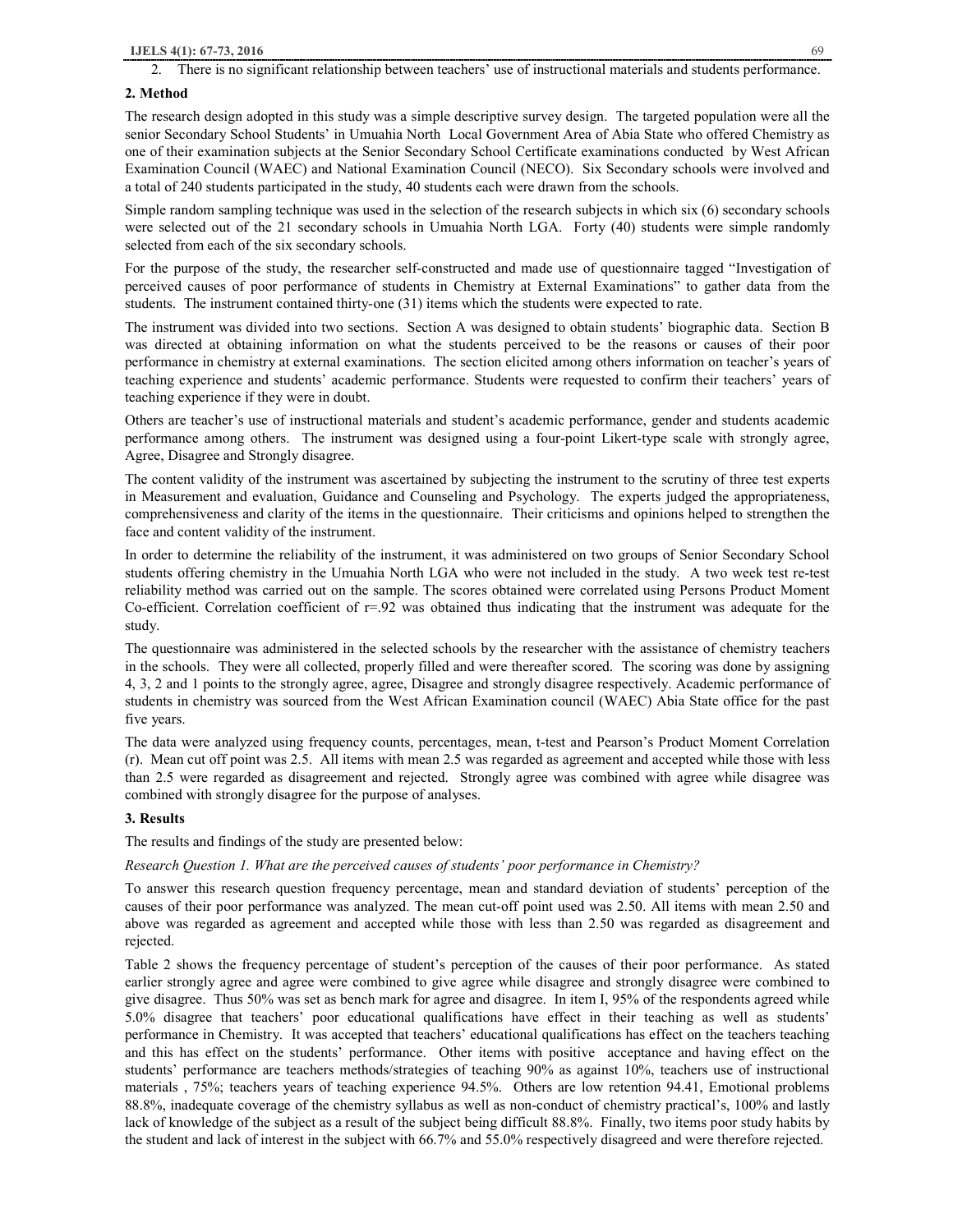2. There is no significant relationship between teachers' use of instructional materials and students performance.

## 2. Method

The research design adopted in this study was a simple descriptive survey design. The targeted population were all the senior Secondary School Students' in Umuahia North Local Government Area of Abia State who offered Chemistry as one of their examination subjects at the Senior Secondary School Certificate examinations conducted by West African Examination Council (WAEC) and National Examination Council (NECO). Six Secondary schools were involved and a total of 240 students participated in the study, 40 students each were drawn from the schools.

Simple random sampling technique was used in the selection of the research subjects in which six (6) secondary schools were selected out of the 21 secondary schools in Umuahia North LGA. Forty (40) students were simple randomly selected from each of the six secondary schools.

For the purpose of the study, the researcher self-constructed and made use of questionnaire tagged "Investigation of perceived causes of poor performance of students in Chemistry at External Examinations" to gather data from the students. The instrument contained thirty-one (31) items which the students were expected to rate.

The instrument was divided into two sections. Section A was designed to obtain students' biographic data. Section B was directed at obtaining information on what the students perceived to be the reasons or causes of their poor performance in chemistry at external examinations. The section elicited among others information on teacher's years of teaching experience and students' academic performance. Students were requested to confirm their teachers' years of teaching experience if they were in doubt.

Others are teacher's use of instructional materials and student's academic performance, gender and students academic performance among others. The instrument was designed using a four-point Likert-type scale with strongly agree, Agree, Disagree and Strongly disagree.

The content validity of the instrument was ascertained by subjecting the instrument to the scrutiny of three test experts in Measurement and evaluation, Guidance and Counseling and Psychology. The experts judged the appropriateness, comprehensiveness and clarity of the items in the questionnaire. Their criticisms and opinions helped to strengthen the face and content validity of the instrument.

In order to determine the reliability of the instrument, it was administered on two groups of Senior Secondary School students offering chemistry in the Umuahia North LGA who were not included in the study. A two week test re-test reliability method was carried out on the sample. The scores obtained were correlated using Persons Product Moment Co-efficient. Correlation coefficient of r=.92 was obtained thus indicating that the instrument was adequate for the study.

The questionnaire was administered in the selected schools by the researcher with the assistance of chemistry teachers in the schools. They were all collected, properly filled and were thereafter scored. The scoring was done by assigning 4, 3, 2 and 1 points to the strongly agree, agree, Disagree and strongly disagree respectively. Academic performance of students in chemistry was sourced from the West African Examination council (WAEC) Abia State office for the past five years.

The data were analyzed using frequency counts, percentages, mean, t-test and Pearson's Product Moment Correlation (r). Mean cut off point was 2.5. All items with mean 2.5 was regarded as agreement and accepted while those with less than 2.5 were regarded as disagreement and rejected. Strongly agree was combined with agree while disagree was combined with strongly disagree for the purpose of analyses.

## 3. Results

The results and findings of the study are presented below:

*Research Question 1. What are the perceived causes of students' poor performance in Chemistry?*

To answer this research question frequency percentage, mean and standard deviation of students' perception of the causes of their poor performance was analyzed. The mean cut-off point used was 2.50. All items with mean 2.50 and above was regarded as agreement and accepted while those with less than 2.50 was regarded as disagreement and rejected.

Table 2 shows the frequency percentage of student's perception of the causes of their poor performance. As stated earlier strongly agree and agree were combined to give agree while disagree and strongly disagree were combined to give disagree. Thus 50% was set as bench mark for agree and disagree. In item I, 95% of the respondents agreed while 5.0% disagree that teachers' poor educational qualifications have effect in their teaching as well as students' performance in Chemistry. It was accepted that teachers' educational qualifications has effect on the teachers teaching and this has effect on the students' performance. Other items with positive acceptance and having effect on the students' performance are teachers methods/strategies of teaching 90% as against 10%, teachers use of instructional materials , 75%; teachers years of teaching experience 94.5%. Others are low retention 94.41, Emotional problems 88.8%, inadequate coverage of the chemistry syllabus as well as non-conduct of chemistry practical's, 100% and lastly lack of knowledge of the subject as a result of the subject being difficult 88.8%. Finally, two items poor study habits by the student and lack of interest in the subject with 66.7% and 55.0% respectively disagreed and were therefore rejected.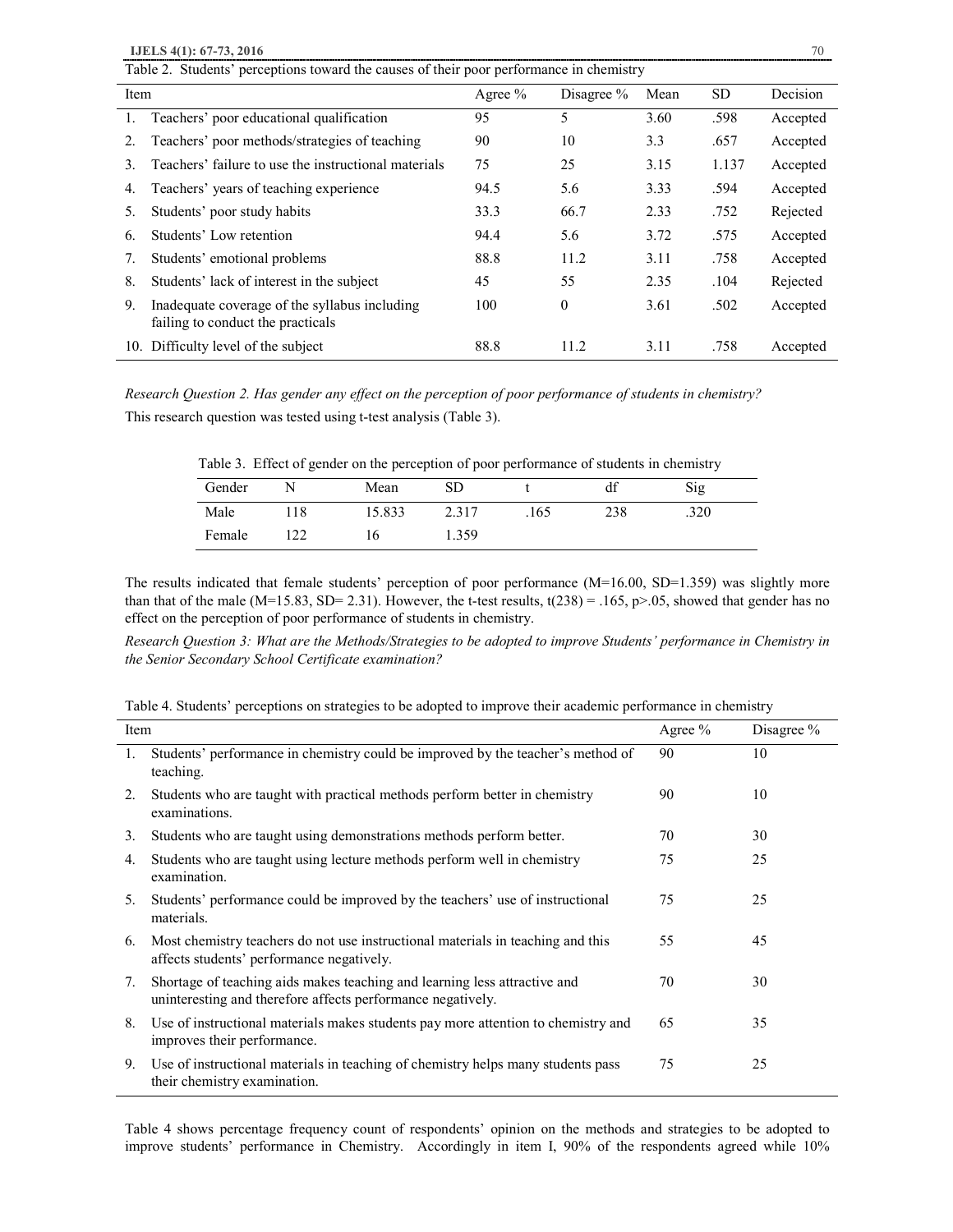Table 2. Students' perceptions toward the causes of their poor performance in chemistry

| Item | Agree % | Disagree % | Mean | SD | Decision |
|---|---|---|---|---|---|
| 1. Teachers' poor educational qualification | 95 | 5 | 3.60 | .598 | Accepted |
| 2. Teachers' poor methods/strategies of teaching | 90 | 10 | 3.3 | .657 | Accepted |
| 3. Teachers' failure to use the instructional materials | 75 | 25 | 3.15 | 1.137 | Accepted |
| 4. Teachers' years of teaching experience | 94.5 | 5.6 | 3.33 | .594 | Accepted |
| 5. Students' poor study habits | 33.3 | 66.7 | 2.33 | .752 | Rejected |
| 6. Students' Low retention | 94.4 | 5.6 | 3.72 | .575 | Accepted |
| 7. Students' emotional problems | 88.8 | 11.2 | 3.11 | .758 | Accepted |
| 8. Students' lack of interest in the subject | 45 | 55 | 2.35 | .104 | Rejected |
| 9. Inadequate coverage of the syllabus including failing to conduct the practicals | 100 | 0 | 3.61 | .502 | Accepted |
| 10. Difficulty level of the subject | 88.8 | 11.2 | 3.11 | .758 | Accepted |

*Research Question 2. Has gender any effect on the perception of poor performance of students in chemistry?*

This research question was tested using t-test analysis (Table 3).

Table 3. Effect of gender on the perception of poor performance of students in chemistry

| Gender | N | Mean | SD | t | df | Sig |
|---|---|---|---|---|---|---|
| Male | 118 | 15.833 | 2.317 | .165 | 238 | .320 |
| Female | 122 | 16 | 1.359 | | | |

The results indicated that female students' perception of poor performance ($M=16.00$, $SD=1.359$) was slightly more than that of the male ($M=15.83$, $SD= 2.31$). However, the t-test results, $t(238) = .165$, $p>.05$, showed that gender has no effect on the perception of poor performance of students in chemistry.

*Research Question 3: What are the Methods/Strategies to be adopted to improve Students' performance in Chemistry in the Senior Secondary School Certificate examination?*

Table 4. Students' perceptions on strategies to be adopted to improve their academic performance in chemistry

| Item | Agree % | Disagree % |
|---|---|---|
| 1. Students' performance in chemistry could be improved by the teacher's method of teaching. | 90 | 10 |
| 2. Students who are taught with practical methods perform better in chemistry examinations. | 90 | 10 |
| 3. Students who are taught using demonstrations methods perform better. | 70 | 30 |
| 4. Students who are taught using lecture methods perform well in chemistry examination. | 75 | 25 |
| 5. Students' performance could be improved by the teachers' use of instructional materials. | 75 | 25 |
| 6. Most chemistry teachers do not use instructional materials in teaching and this affects students' performance negatively. | 55 | 45 |
| 7. Shortage of teaching aids makes teaching and learning less attractive and uninteresting and therefore affects performance negatively. | 70 | 30 |
| 8. Use of instructional materials makes students pay more attention to chemistry and improves their performance. | 65 | 35 |
| 9. Use of instructional materials in teaching of chemistry helps many students pass their chemistry examination. | 75 | 25 |

Table 4 shows percentage frequency count of respondents' opinion on the methods and strategies to be adopted to improve students' performance in Chemistry. Accordingly in item I, 90% of the respondents agreed while 10%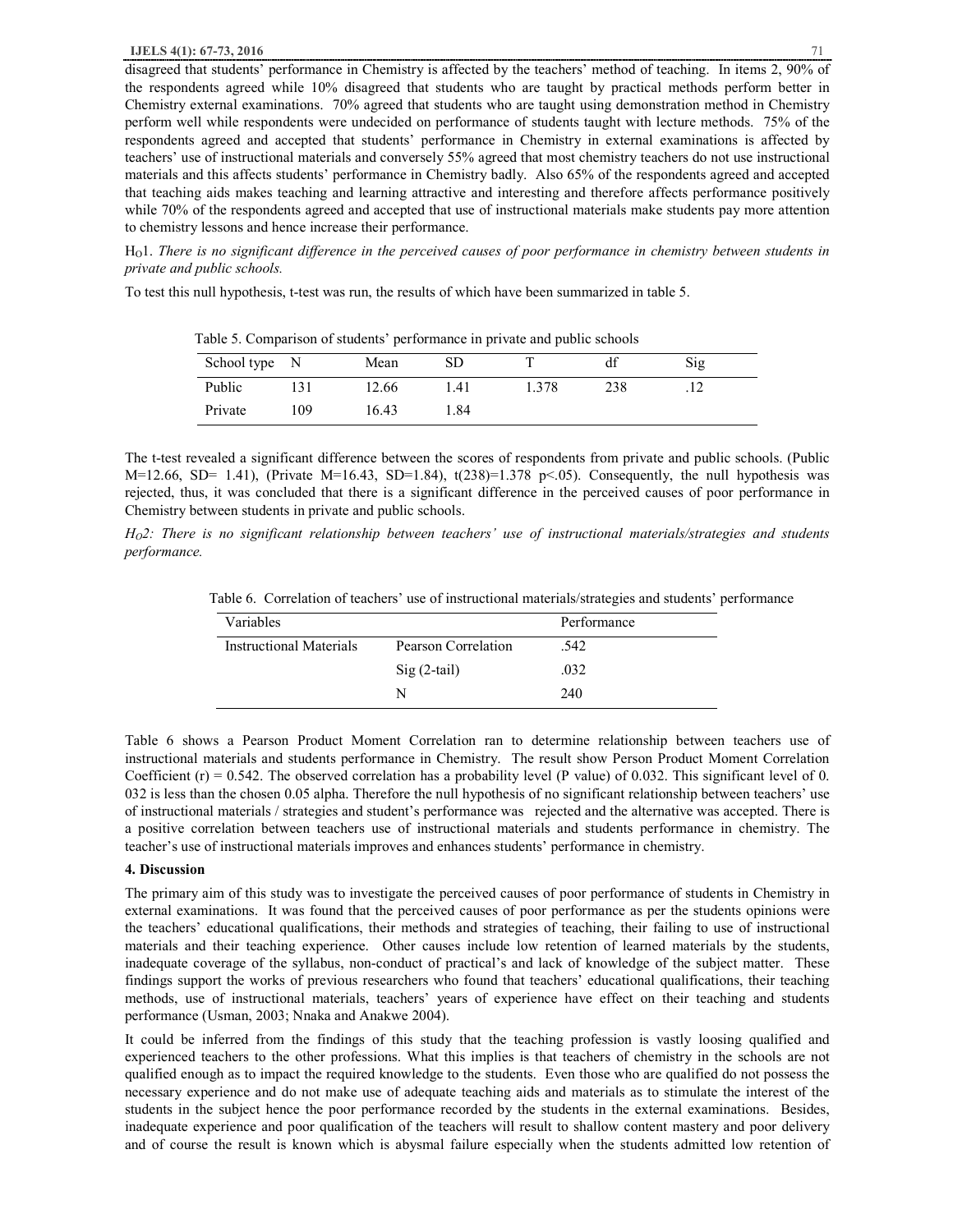disagreed that students' performance in Chemistry is affected by the teachers' method of teaching. In items 2, 90% of the respondents agreed while 10% disagreed that students who are taught by practical methods perform better in Chemistry external examinations. 70% agreed that students who are taught using demonstration method in Chemistry perform well while respondents were undecided on performance of students taught with lecture methods. 75% of the respondents agreed and accepted that students' performance in Chemistry in external examinations is affected by teachers' use of instructional materials and conversely 55% agreed that most chemistry teachers do not use instructional materials and this affects students' performance in Chemistry badly. Also 65% of the respondents agreed and accepted that teaching aids makes teaching and learning attractive and interesting and therefore affects performance positively while 70% of the respondents agreed and accepted that use of instructional materials make students pay more attention to chemistry lessons and hence increase their performance.

$H_O$1. *There is no significant difference in the perceived causes of poor performance in chemistry between students in private and public schools.*

To test this null hypothesis, t-test was run, the results of which have been summarized in table 5.

Table 5. Comparison of students' performance in private and public schools

| School type | N | Mean | SD | T | df | Sig |
|---|---|---|---|---|---|---|
| Public | 131 | 12.66 | 1.41 | 1.378 | 238 | .12 |
| Private | 109 | 16.43 | 1.84 | | | |

The t-test revealed a significant difference between the scores of respondents from private and public schools. (Public M=12.66, SD= 1.41), (Private M=16.43, SD=1.84), t(238)=1.378 $p<.05$). Consequently, the null hypothesis was rejected, thus, it was concluded that there is a significant difference in the perceived causes of poor performance in Chemistry between students in private and public schools.

*$H_O$2: There is no significant relationship between teachers' use of instructional materials/strategies and students performance.*

Table 6. Correlation of teachers' use of instructional materials/strategies and students' performance

| Variables | | Performance |
|---|---|---|
| Instructional Materials | Pearson Correlation | .542 |
| | Sig (2-tail) | .032 |
| | N | 240 |

Table 6 shows a Pearson Product Moment Correlation ran to determine relationship between teachers use of instructional materials and students performance in Chemistry. The result show Person Product Moment Correlation Coefficient (r) = 0.542. The observed correlation has a probability level (P value) of 0.032. This significant level of 0. 032 is less than the chosen 0.05 alpha. Therefore the null hypothesis of no significant relationship between teachers' use of instructional materials / strategies and student's performance was rejected and the alternative was accepted. There is a positive correlation between teachers use of instructional materials and students performance in chemistry. The teacher's use of instructional materials improves and enhances students' performance in chemistry.

## 4. Discussion

The primary aim of this study was to investigate the perceived causes of poor performance of students in Chemistry in external examinations. It was found that the perceived causes of poor performance as per the students opinions were the teachers' educational qualifications, their methods and strategies of teaching, their failing to use of instructional materials and their teaching experience. Other causes include low retention of learned materials by the students, inadequate coverage of the syllabus, non-conduct of practical's and lack of knowledge of the subject matter. These findings support the works of previous researchers who found that teachers' educational qualifications, their teaching methods, use of instructional materials, teachers' years of experience have effect on their teaching and students performance (Usman, 2003; Nnaka and Anakwe 2004).

It could be inferred from the findings of this study that the teaching profession is vastly loosing qualified and experienced teachers to the other professions. What this implies is that teachers of chemistry in the schools are not qualified enough as to impact the required knowledge to the students. Even those who are qualified do not possess the necessary experience and do not make use of adequate teaching aids and materials as to stimulate the interest of the students in the subject hence the poor performance recorded by the students in the external examinations. Besides, inadequate experience and poor qualification of the teachers will result to shallow content mastery and poor delivery and of course the result is known which is abysmal failure especially when the students admitted low retention of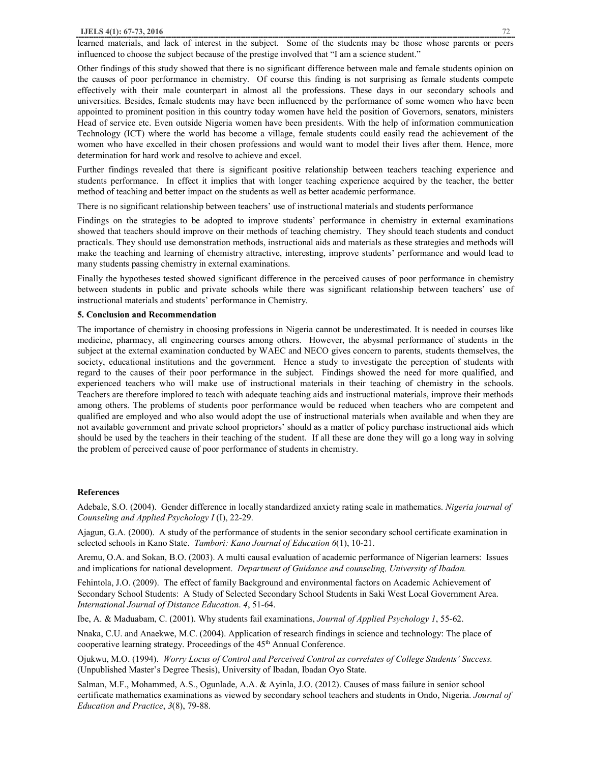learned materials, and lack of interest in the subject. Some of the students may be those whose parents or peers influenced to choose the subject because of the prestige involved that "I am a science student."

Other findings of this study showed that there is no significant difference between male and female students opinion on the causes of poor performance in chemistry. Of course this finding is not surprising as female students compete effectively with their male counterpart in almost all the professions. These days in our secondary schools and universities. Besides, female students may have been influenced by the performance of some women who have been appointed to prominent position in this country today women have held the position of Governors, senators, ministers Head of service etc. Even outside Nigeria women have been presidents. With the help of information communication Technology (ICT) where the world has become a village, female students could easily read the achievement of the women who have excelled in their chosen professions and would want to model their lives after them. Hence, more determination for hard work and resolve to achieve and excel.

Further findings revealed that there is significant positive relationship between teachers teaching experience and students performance. In effect it implies that with longer teaching experience acquired by the teacher, the better method of teaching and better impact on the students as well as better academic performance.

There is no significant relationship between teachers' use of instructional materials and students performance

Findings on the strategies to be adopted to improve students' performance in chemistry in external examinations showed that teachers should improve on their methods of teaching chemistry. They should teach students and conduct practicals. They should use demonstration methods, instructional aids and materials as these strategies and methods will make the teaching and learning of chemistry attractive, interesting, improve students' performance and would lead to many students passing chemistry in external examinations.

Finally the hypotheses tested showed significant difference in the perceived causes of poor performance in chemistry between students in public and private schools while there was significant relationship between teachers' use of instructional materials and students' performance in Chemistry.

## 5. Conclusion and Recommendation

The importance of chemistry in choosing professions in Nigeria cannot be underestimated. It is needed in courses like medicine, pharmacy, all engineering courses among others. However, the abysmal performance of students in the subject at the external examination conducted by WAEC and NECO gives concern to parents, students themselves, the society, educational institutions and the government. Hence a study to investigate the perception of students with regard to the causes of their poor performance in the subject. Findings showed the need for more qualified, and experienced teachers who will make use of instructional materials in their teaching of chemistry in the schools. Teachers are therefore implored to teach with adequate teaching aids and instructional materials, improve their methods among others. The problems of students poor performance would be reduced when teachers who are competent and qualified are employed and who also would adopt the use of instructional materials when available and when they are not available government and private school proprietors' should as a matter of policy purchase instructional aids which should be used by the teachers in their teaching of the student. If all these are done they will go a long way in solving the problem of perceived cause of poor performance of students in chemistry.

## References

Adebale, S.O. (2004). Gender difference in locally standardized anxiety rating scale in mathematics. *Nigeria journal of Counseling and Applied Psychology I* (I), 22-29.

Ajagun, G.A. (2000). A study of the performance of students in the senior secondary school certificate examination in selected schools in Kano State. *Tambori: Kano Journal of Education 6*(1), 10-21.

Aremu, O.A. and Sokan, B.O. (2003). A multi causal evaluation of academic performance of Nigerian learners: Issues and implications for national development. *Department of Guidance and counseling, University of Ibadan.*

Fehintola, J.O. (2009). The effect of family Background and environmental factors on Academic Achievement of Secondary School Students: A Study of Selected Secondary School Students in Saki West Local Government Area. *International Journal of Distance Education*. *4*, 51-64.

Ibe, A. & Maduabam, C. (2001). Why students fail examinations, *Journal of Applied Psychology 1*, 55-62.

Nnaka, C.U. and Anaekwe, M.C. (2004). Application of research findings in science and technology: The place of cooperative learning strategy. Proceedings of the 45th Annual Conference.

Ojukwu, M.O. (1994). *Worry Locus of Control and Perceived Control as correlates of College Students' Success.* (Unpublished Master's Degree Thesis), University of Ibadan, Ibadan Oyo State.

Salman, M.F., Mohammed, A.S., Ogunlade, A.A. & Ayinla, J.O. (2012). Causes of mass failure in senior school certificate mathematics examinations as viewed by secondary school teachers and students in Ondo, Nigeria. *Journal of Education and Practice*, *3*(8), 79-88.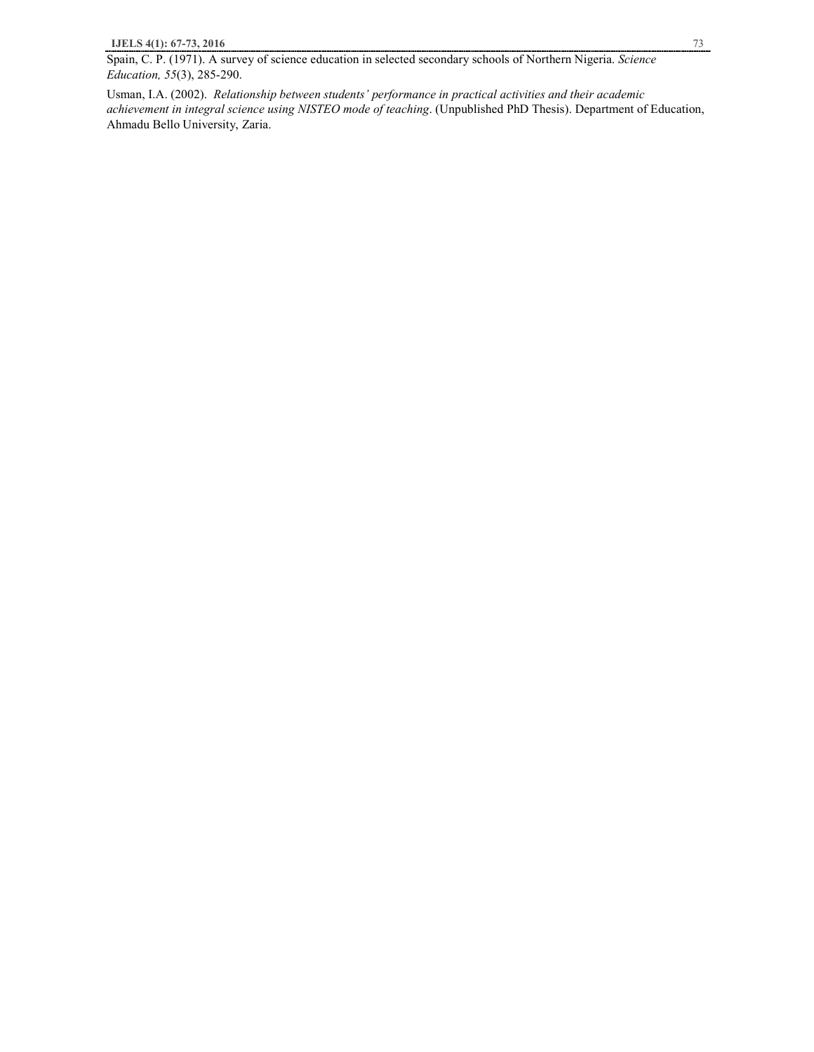Spain, C. P. (1971). A survey of science education in selected secondary schools of Northern Nigeria. *Science Education, 55*(3), 285-290.

Usman, I.A. (2002). *Relationship between students' performance in practical activities and their academic achievement in integral science using NISTEO mode of teaching*. (Unpublished PhD Thesis). Department of Education, Ahmadu Bello University, Zaria.